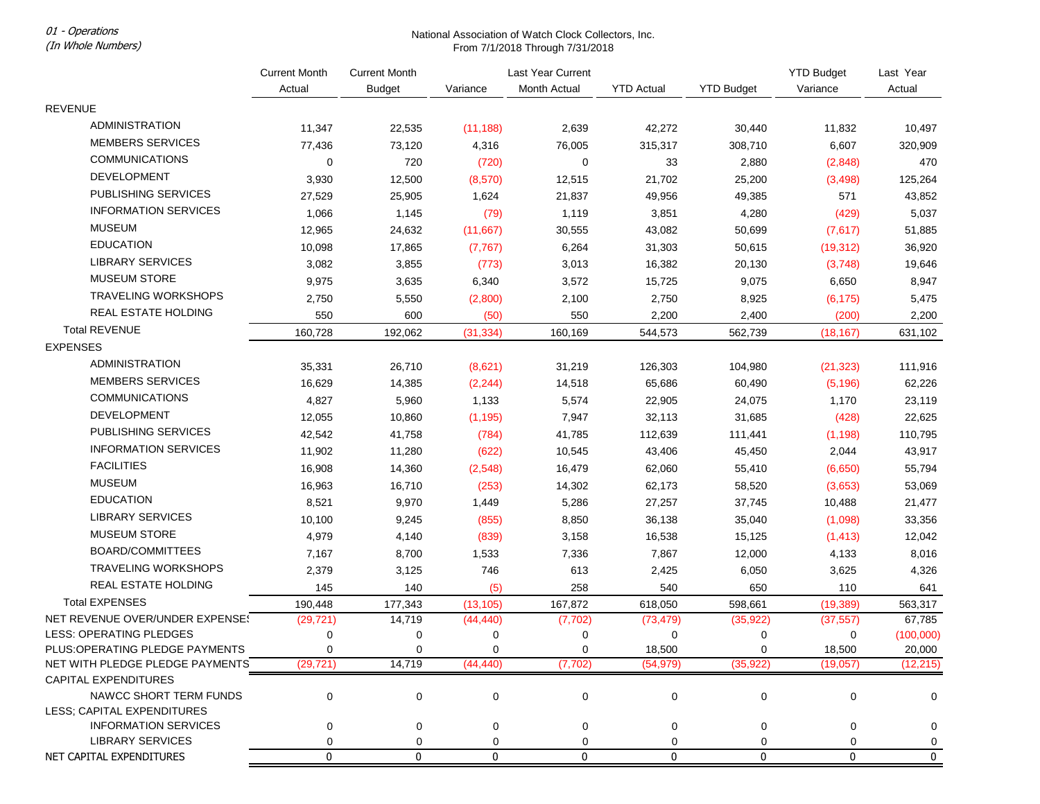*01 - Operations*
*(In Whole Numbers)*

National Association of Watch Clock Collectors, Inc.
From 7/1/2018 Through 7/31/2018

| | Current Month Actual | Current Month Budget | Variance | Last Year Current Month Actual | YTD Actual | YTD Budget | YTD Budget Variance | Last Year Actual |
|---|---|---|---|---|---|---|---|---|
| REVENUE | | | | | | | | |
| ADMINISTRATION | 11,347 | 22,535 | (11,188) | 2,639 | 42,272 | 30,440 | 11,832 | 10,497 |
| MEMBERS SERVICES | 77,436 | 73,120 | 4,316 | 76,005 | 315,317 | 308,710 | 6,607 | 320,909 |
| COMMUNICATIONS | 0 | 720 | (720) | 0 | 33 | 2,880 | (2,848) | 470 |
| DEVELOPMENT | 3,930 | 12,500 | (8,570) | 12,515 | 21,702 | 25,200 | (3,498) | 125,264 |
| PUBLISHING SERVICES | 27,529 | 25,905 | 1,624 | 21,837 | 49,956 | 49,385 | 571 | 43,852 |
| INFORMATION SERVICES | 1,066 | 1,145 | (79) | 1,119 | 3,851 | 4,280 | (429) | 5,037 |
| MUSEUM | 12,965 | 24,632 | (11,667) | 30,555 | 43,082 | 50,699 | (7,617) | 51,885 |
| EDUCATION | 10,098 | 17,865 | (7,767) | 6,264 | 31,303 | 50,615 | (19,312) | 36,920 |
| LIBRARY SERVICES | 3,082 | 3,855 | (773) | 3,013 | 16,382 | 20,130 | (3,748) | 19,646 |
| MUSEUM STORE | 9,975 | 3,635 | 6,340 | 3,572 | 15,725 | 9,075 | 6,650 | 8,947 |
| TRAVELING WORKSHOPS | 2,750 | 5,550 | (2,800) | 2,100 | 2,750 | 8,925 | (6,175) | 5,475 |
| REAL ESTATE HOLDING | 550 | 600 | (50) | 550 | 2,200 | 2,400 | (200) | 2,200 |
| Total REVENUE | 160,728 | 192,062 | (31,334) | 160,169 | 544,573 | 562,739 | (18,167) | 631,102 |
| EXPENSES | | | | | | | | |
| ADMINISTRATION | 35,331 | 26,710 | (8,621) | 31,219 | 126,303 | 104,980 | (21,323) | 111,916 |
| MEMBERS SERVICES | 16,629 | 14,385 | (2,244) | 14,518 | 65,686 | 60,490 | (5,196) | 62,226 |
| COMMUNICATIONS | 4,827 | 5,960 | 1,133 | 5,574 | 22,905 | 24,075 | 1,170 | 23,119 |
| DEVELOPMENT | 12,055 | 10,860 | (1,195) | 7,947 | 32,113 | 31,685 | (428) | 22,625 |
| PUBLISHING SERVICES | 42,542 | 41,758 | (784) | 41,785 | 112,639 | 111,441 | (1,198) | 110,795 |
| INFORMATION SERVICES | 11,902 | 11,280 | (622) | 10,545 | 43,406 | 45,450 | 2,044 | 43,917 |
| FACILITIES | 16,908 | 14,360 | (2,548) | 16,479 | 62,060 | 55,410 | (6,650) | 55,794 |
| MUSEUM | 16,963 | 16,710 | (253) | 14,302 | 62,173 | 58,520 | (3,653) | 53,069 |
| EDUCATION | 8,521 | 9,970 | 1,449 | 5,286 | 27,257 | 37,745 | 10,488 | 21,477 |
| LIBRARY SERVICES | 10,100 | 9,245 | (855) | 8,850 | 36,138 | 35,040 | (1,098) | 33,356 |
| MUSEUM STORE | 4,979 | 4,140 | (839) | 3,158 | 16,538 | 15,125 | (1,413) | 12,042 |
| BOARD/COMMITTEES | 7,167 | 8,700 | 1,533 | 7,336 | 7,867 | 12,000 | 4,133 | 8,016 |
| TRAVELING WORKSHOPS | 2,379 | 3,125 | 746 | 613 | 2,425 | 6,050 | 3,625 | 4,326 |
| REAL ESTATE HOLDING | 145 | 140 | (5) | 258 | 540 | 650 | 110 | 641 |
| Total EXPENSES | 190,448 | 177,343 | (13,105) | 167,872 | 618,050 | 598,661 | (19,389) | 563,317 |
| NET REVENUE OVER/UNDER EXPENSES | (29,721) | 14,719 | (44,440) | (7,702) | (73,479) | (35,922) | (37,557) | 67,785 |
| LESS: OPERATING PLEDGES | 0 | 0 | 0 | 0 | 0 | 0 | 0 | (100,000) |
| PLUS:OPERATING PLEDGE PAYMENTS | 0 | 0 | 0 | 0 | 18,500 | 0 | 18,500 | 20,000 |
| NET WITH PLEDGE PLEDGE PAYMENTS | (29,721) | 14,719 | (44,440) | (7,702) | (54,979) | (35,922) | (19,057) | (12,215) |
| CAPITAL EXPENDITURES | | | | | | | | |
| NAWCC SHORT TERM FUNDS | 0 | 0 | 0 | 0 | 0 | 0 | 0 | 0 |
| LESS; CAPITAL EXPENDITURES | | | | | | | | |
| INFORMATION SERVICES | 0 | 0 | 0 | 0 | 0 | 0 | 0 | 0 |
| LIBRARY SERVICES | 0 | 0 | 0 | 0 | 0 | 0 | 0 | 0 |
| NET CAPITAL EXPENDITURES | 0 | 0 | 0 | 0 | 0 | 0 | 0 | 0 |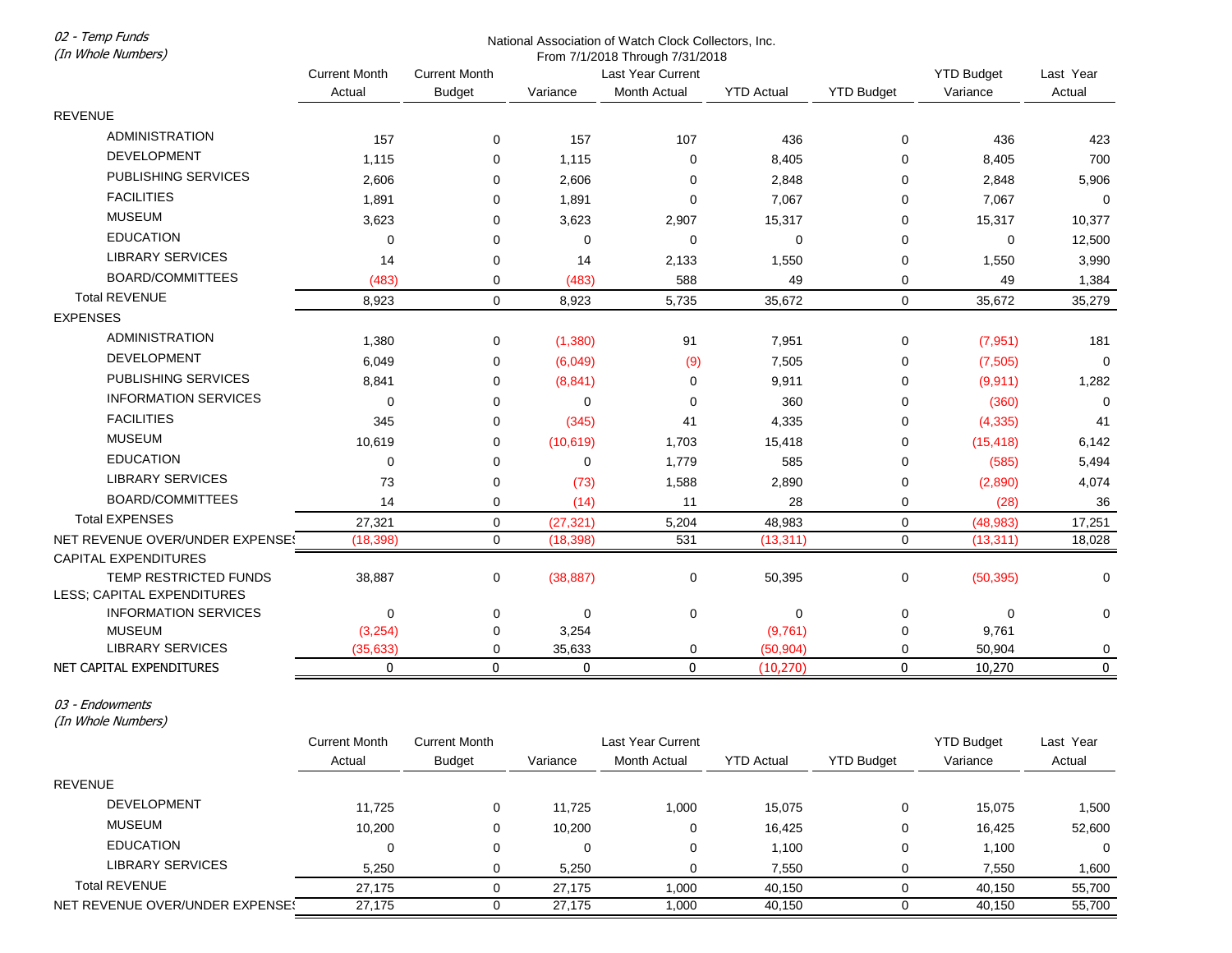*02 - Temp Funds*
*(In Whole Numbers)*

National Association of Watch Clock Collectors, Inc.
From 7/1/2018 Through 7/31/2018

| | Current Month Actual | Current Month Budget | Variance | Last Year Current Month Actual | YTD Actual | YTD Budget | YTD Budget Variance | Last Year Actual |
|---|---|---|---|---|---|---|---|---|
| REVENUE | | | | | | | | |
| ADMINISTRATION | 157 | 0 | 157 | 107 | 436 | 0 | 436 | 423 |
| DEVELOPMENT | 1,115 | 0 | 1,115 | 0 | 8,405 | 0 | 8,405 | 700 |
| PUBLISHING SERVICES | 2,606 | 0 | 2,606 | 0 | 2,848 | 0 | 2,848 | 5,906 |
| FACILITIES | 1,891 | 0 | 1,891 | 0 | 7,067 | 0 | 7,067 | 0 |
| MUSEUM | 3,623 | 0 | 3,623 | 2,907 | 15,317 | 0 | 15,317 | 10,377 |
| EDUCATION | 0 | 0 | 0 | 0 | 0 | 0 | 0 | 12,500 |
| LIBRARY SERVICES | 14 | 0 | 14 | 2,133 | 1,550 | 0 | 1,550 | 3,990 |
| BOARD/COMMITTEES | (483) | 0 | (483) | 588 | 49 | 0 | 49 | 1,384 |
| Total REVENUE | 8,923 | 0 | 8,923 | 5,735 | 35,672 | 0 | 35,672 | 35,279 |
| EXPENSES | | | | | | | | |
| ADMINISTRATION | 1,380 | 0 | (1,380) | 91 | 7,951 | 0 | (7,951) | 181 |
| DEVELOPMENT | 6,049 | 0 | (6,049) | (9) | 7,505 | 0 | (7,505) | 0 |
| PUBLISHING SERVICES | 8,841 | 0 | (8,841) | 0 | 9,911 | 0 | (9,911) | 1,282 |
| INFORMATION SERVICES | 0 | 0 | 0 | 0 | 360 | 0 | (360) | 0 |
| FACILITIES | 345 | 0 | (345) | 41 | 4,335 | 0 | (4,335) | 41 |
| MUSEUM | 10,619 | 0 | (10,619) | 1,703 | 15,418 | 0 | (15,418) | 6,142 |
| EDUCATION | 0 | 0 | 0 | 1,779 | 585 | 0 | (585) | 5,494 |
| LIBRARY SERVICES | 73 | 0 | (73) | 1,588 | 2,890 | 0 | (2,890) | 4,074 |
| BOARD/COMMITTEES | 14 | 0 | (14) | 11 | 28 | 0 | (28) | 36 |
| Total EXPENSES | 27,321 | 0 | (27,321) | 5,204 | 48,983 | 0 | (48,983) | 17,251 |
| NET REVENUE OVER/UNDER EXPENSES | (18,398) | 0 | (18,398) | 531 | (13,311) | 0 | (13,311) | 18,028 |
| CAPITAL EXPENDITURES | | | | | | | | |
| TEMP RESTRICTED FUNDS | 38,887 | 0 | (38,887) | 0 | 50,395 | 0 | (50,395) | 0 |
| LESS; CAPITAL EXPENDITURES | | | | | | | | |
| INFORMATION SERVICES | 0 | 0 | 0 | 0 | 0 | 0 | 0 | 0 |
| MUSEUM | (3,254) | 0 | 3,254 | | (9,761) | 0 | 9,761 | |
| LIBRARY SERVICES | (35,633) | 0 | 35,633 | 0 | (50,904) | 0 | 50,904 | 0 |
| NET CAPITAL EXPENDITURES | 0 | 0 | 0 | 0 | (10,270) | 0 | 10,270 | 0 |

*03 - Endowments*
*(In Whole Numbers)*

| | Current Month Actual | Current Month Budget | Variance | Last Year Current Month Actual | YTD Actual | YTD Budget | YTD Budget Variance | Last Year Actual |
|---|---|---|---|---|---|---|---|---|
| REVENUE | | | | | | | | |
| DEVELOPMENT | 11,725 | 0 | 11,725 | 1,000 | 15,075 | 0 | 15,075 | 1,500 |
| MUSEUM | 10,200 | 0 | 10,200 | 0 | 16,425 | 0 | 16,425 | 52,600 |
| EDUCATION | 0 | 0 | 0 | 0 | 1,100 | 0 | 1,100 | 0 |
| LIBRARY SERVICES | 5,250 | 0 | 5,250 | 0 | 7,550 | 0 | 7,550 | 1,600 |
| Total REVENUE | 27,175 | 0 | 27,175 | 1,000 | 40,150 | 0 | 40,150 | 55,700 |
| NET REVENUE OVER/UNDER EXPENSES | 27,175 | 0 | 27,175 | 1,000 | 40,150 | 0 | 40,150 | 55,700 |